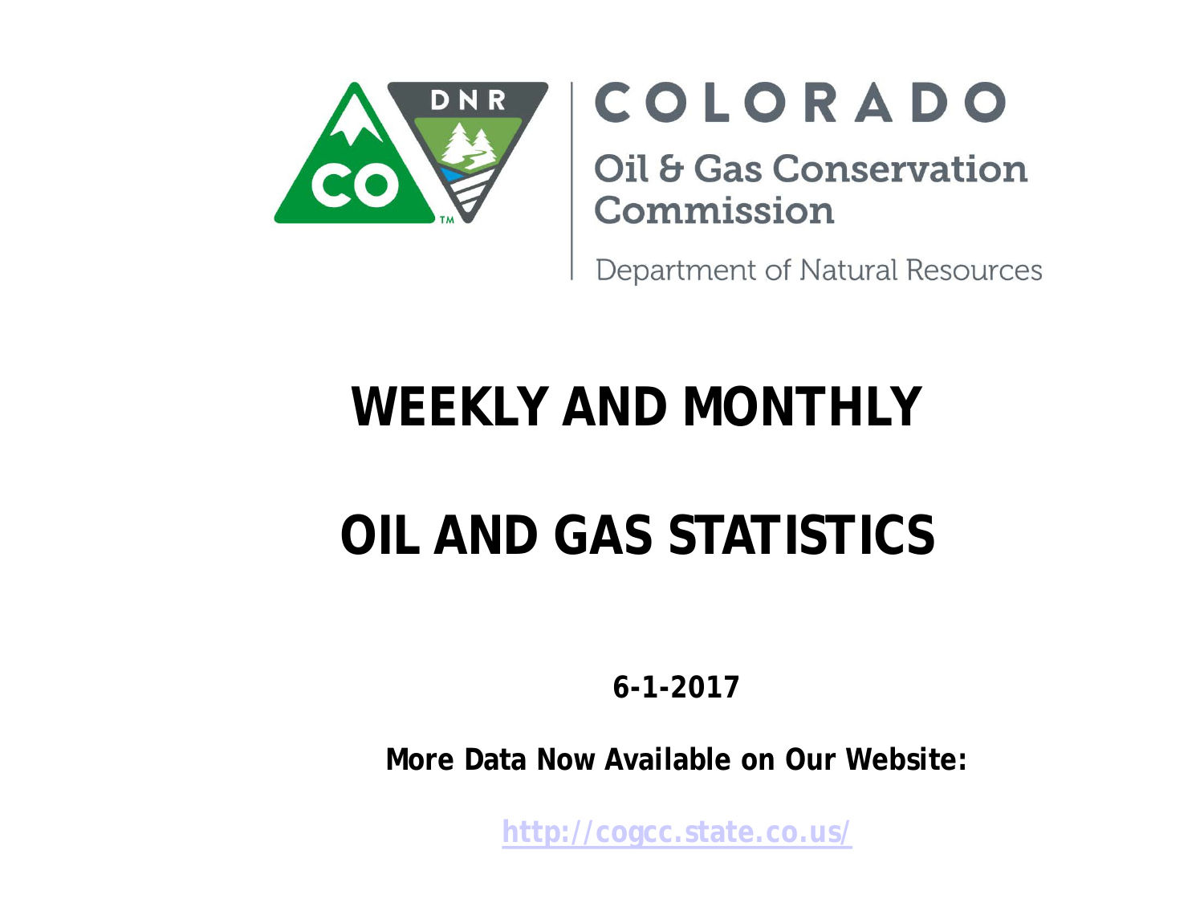COLORADO

Oil & Gas Conservation Commission

Department of Natural Resources

# WEEKLY AND MONTHLY

# OIL AND GAS STATISTICS

**6-1-2017**

**More Data Now Available on Our Website:**

**http://cogcc.state.co.us/**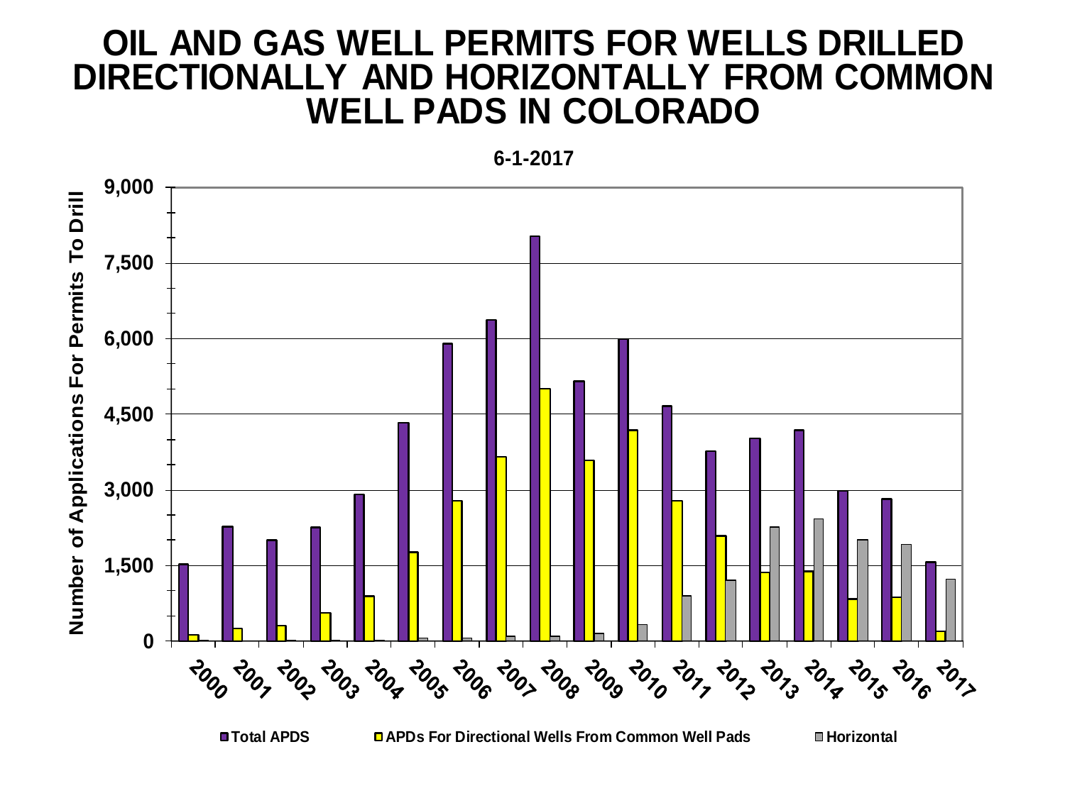# OIL AND GAS WELL PERMITS FOR WELLS DRILLED DIRECTIONALLY AND HORIZONTALLY FROM COMMON WELL PADS IN COLORADO

**6-1-2017**

Number of Applications For Permits To Drill

9,000
7,500
6,000
4,500
3,000
1,500
0

2000 2001 2002 2003 2004 2005 2006 2007 2008 2009 2010 2011 2012 2013 2014 2015 2016 2017

■ Total APDS ■ APDs For Directional Wells From Common Well Pads ■ Horizontal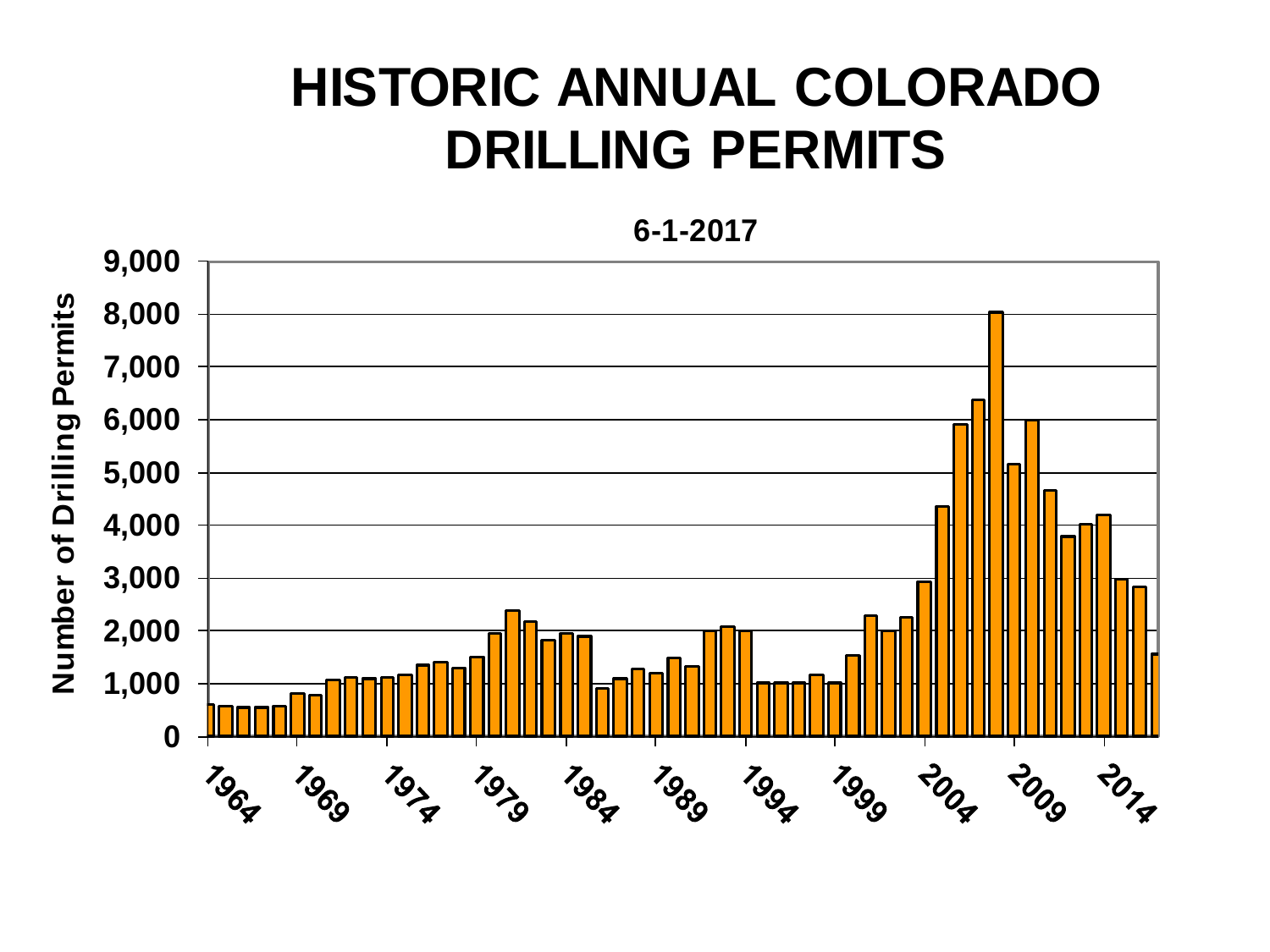# HISTORIC ANNUAL COLORADO DRILLING PERMITS

6-1-2017

Number of Drilling Permits

9,000
8,000
7,000
6,000
5,000
4,000
3,000
2,000
1,000
0

1964 1969 1974 1979 1984 1989 1994 1999 2004 2009 2014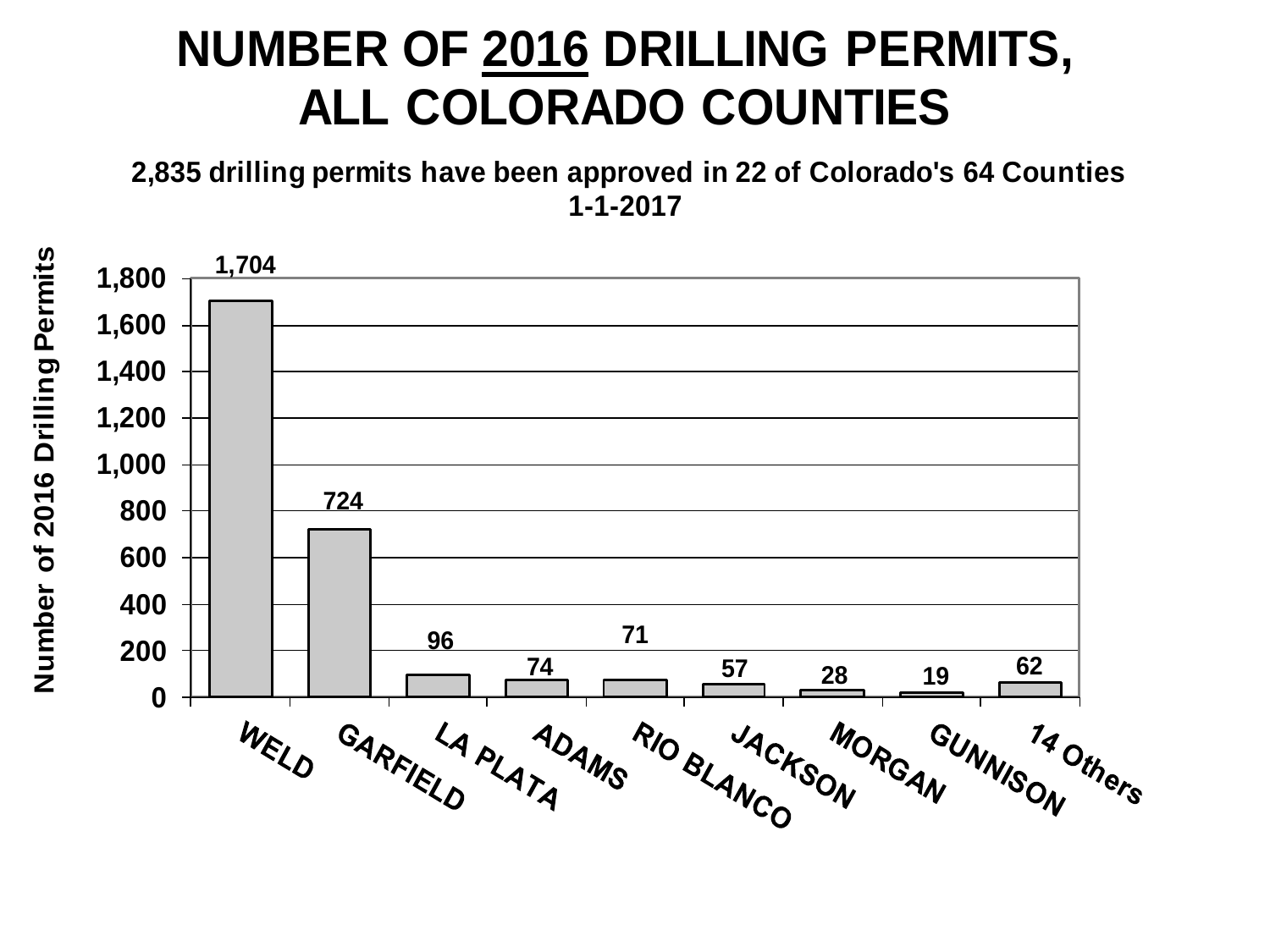# NUMBER OF 2016 DRILLING PERMITS, ALL COLORADO COUNTIES

**2,835 drilling permits have been approved in 22 of Colorado's 64 Counties**
**1-1-2017**

| County | Number of 2016 Drilling Permits |
|---|---|
| WELD | 1,704 |
| GARFIELD | 724 |
| LA PLATA | 96 |
| ADAMS | 74 |
| RIO BLANCO | 71 |
| JACKSON | 57 |
| MORGAN | 28 |
| GUNNISON | 19 |
| 14 Others | 62 |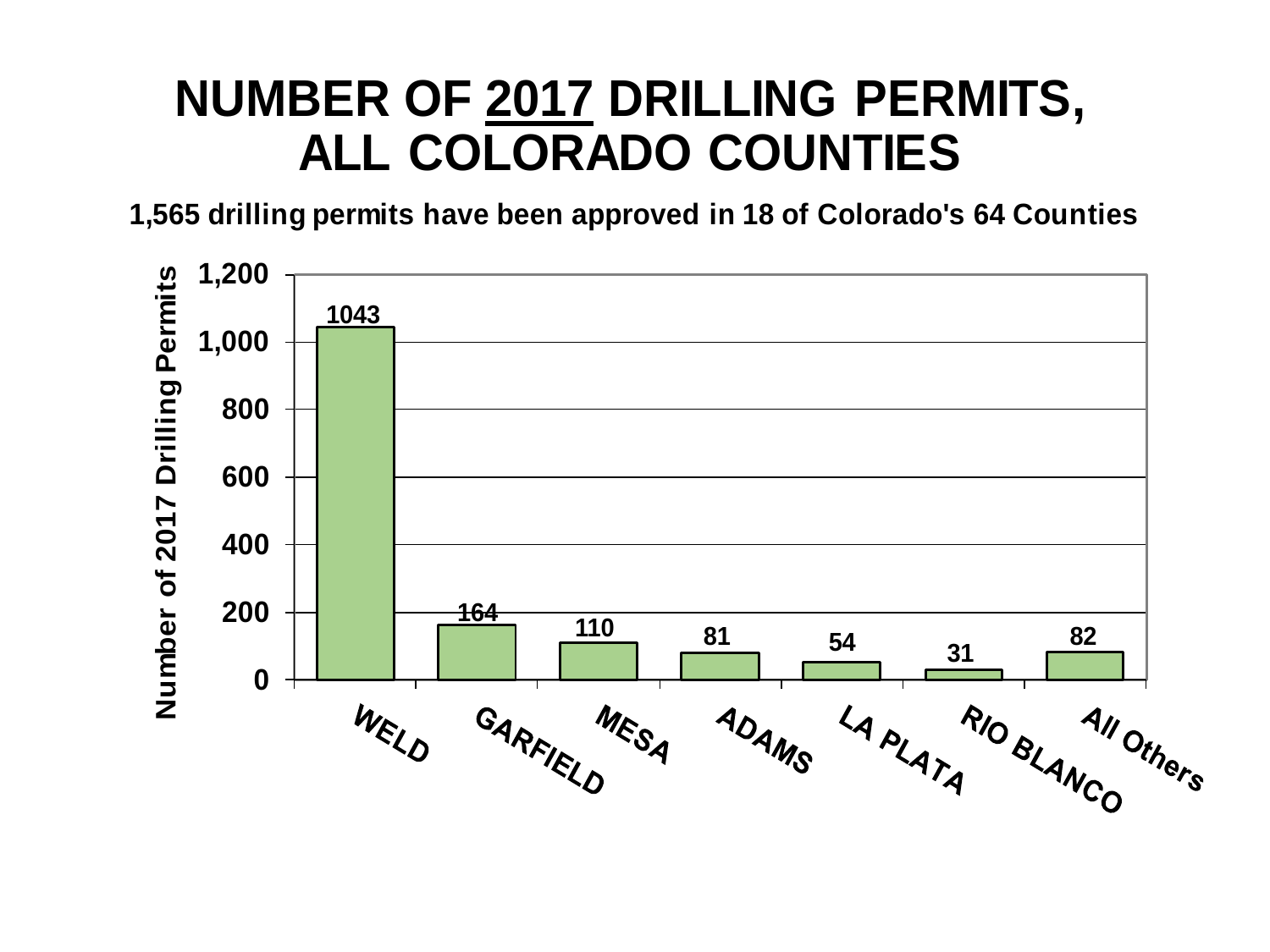# NUMBER OF 2017 DRILLING PERMITS, ALL COLORADO COUNTIES

**1,565 drilling permits have been approved in 18 of Colorado's 64 Counties**

| County | Number of 2017 Drilling Permits |
|---|---|
| WELD | 1043 |
| GARFIELD | 164 |
| MESA | 110 |
| ADAMS | 81 |
| LA PLATA | 54 |
| RIO BLANCO | 31 |
| All Others | 82 |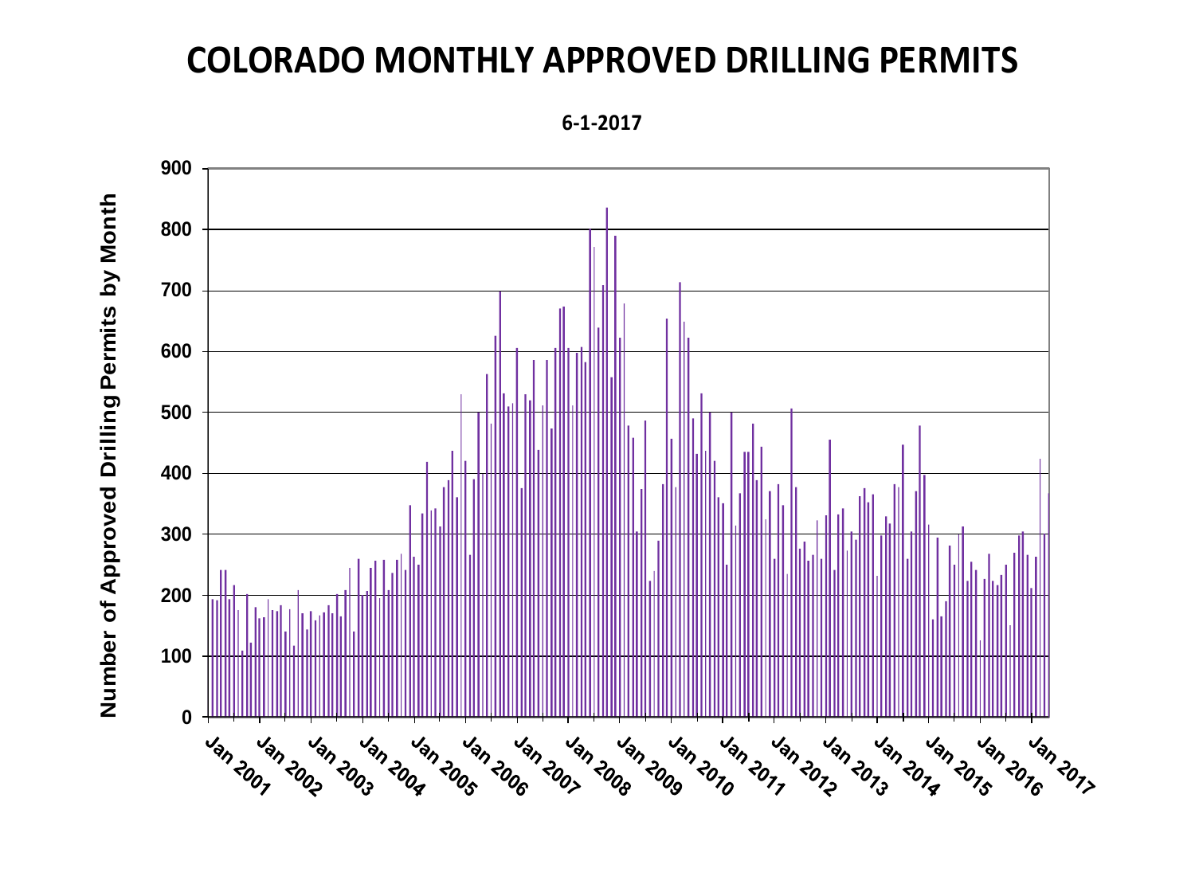# COLORADO MONTHLY APPROVED DRILLING PERMITS

**6-1-2017**

Number of Approved Drilling Permits by Month

Jan 2001, Jan 2002, Jan 2003, Jan 2004, Jan 2005, Jan 2006, Jan 2007, Jan 2008, Jan 2009, Jan 2010, Jan 2011, Jan 2012, Jan 2013, Jan 2014, Jan 2015, Jan 2016, Jan 2017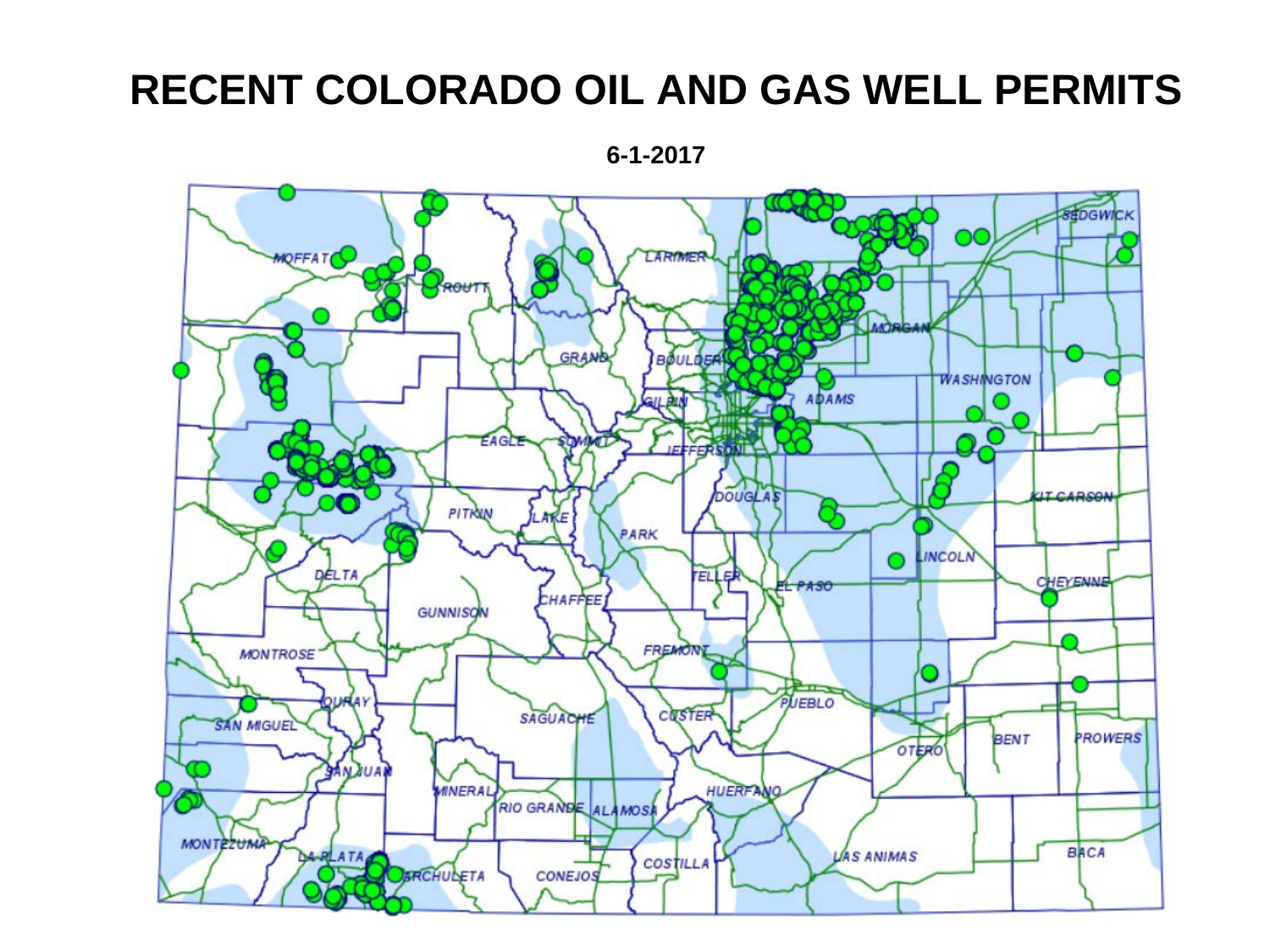# RECENT COLORADO OIL AND GAS WELL PERMITS

**6-1-2017**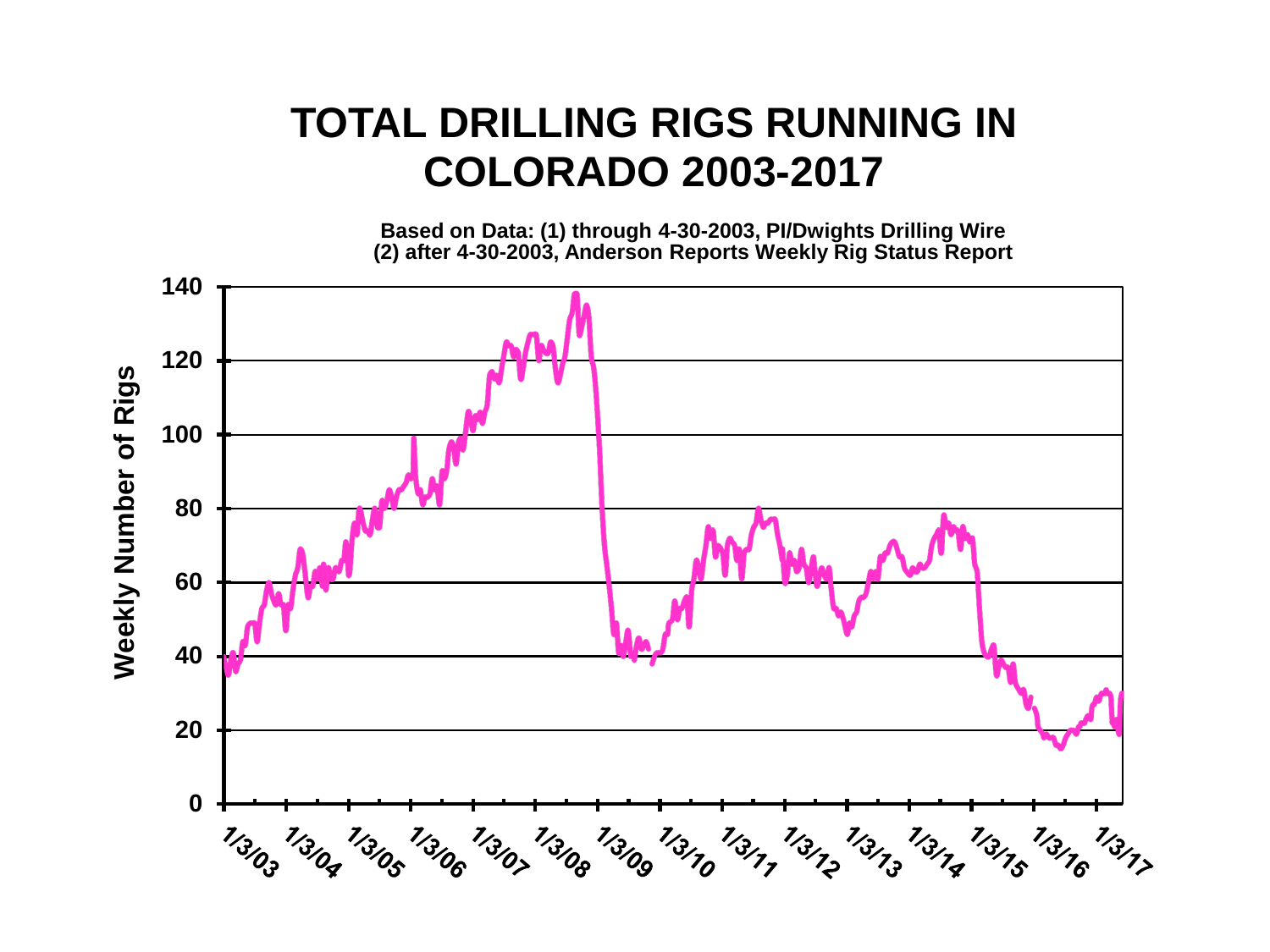# TOTAL DRILLING RIGS RUNNING IN COLORADO 2003-2017

**Based on Data: (1) through 4-30-2003, PI/Dwights Drilling Wire**
**(2) after 4-30-2003, Anderson Reports Weekly Rig Status Report**

Weekly Number of Rigs

0, 20, 40, 60, 80, 100, 120, 140

1/3/03, 1/3/04, 1/3/05, 1/3/06, 1/3/07, 1/3/08, 1/3/09, 1/3/10, 1/3/11, 1/3/12, 1/3/13, 1/3/14, 1/3/15, 1/3/16, 1/3/17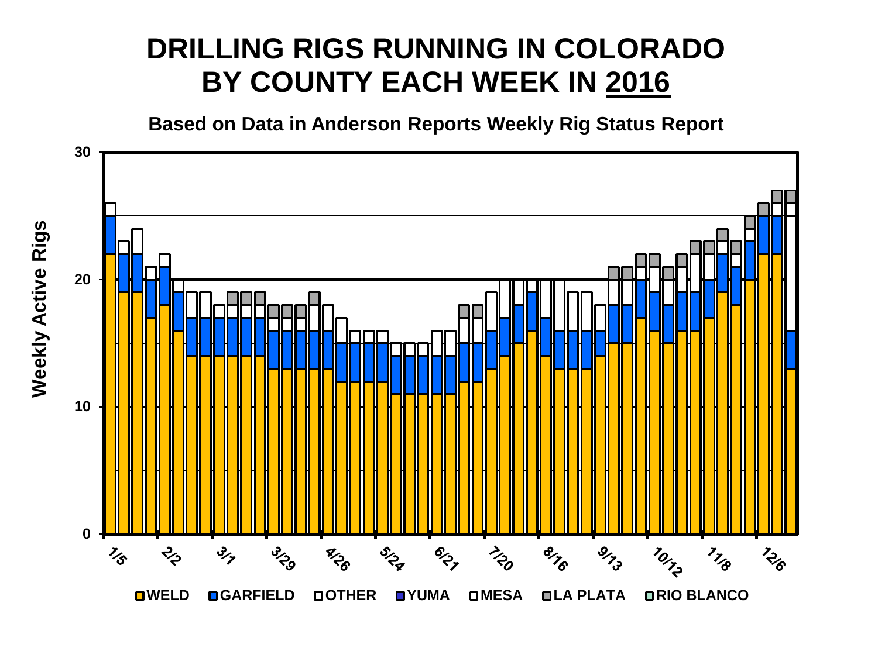# DRILLING RIGS RUNNING IN COLORADO BY COUNTY EACH WEEK IN 2016

**Based on Data in Anderson Reports Weekly Rig Status Report**

Weekly Active Rigs

0, 10, 20, 30

1/5, 2/2, 3/1, 3/29, 4/26, 5/24, 6/21, 7/20, 8/16, 9/13, 10/12, 11/8, 12/6

WELD | GARFIELD | OTHER | YUMA | MESA | LA PLATA | RIO BLANCO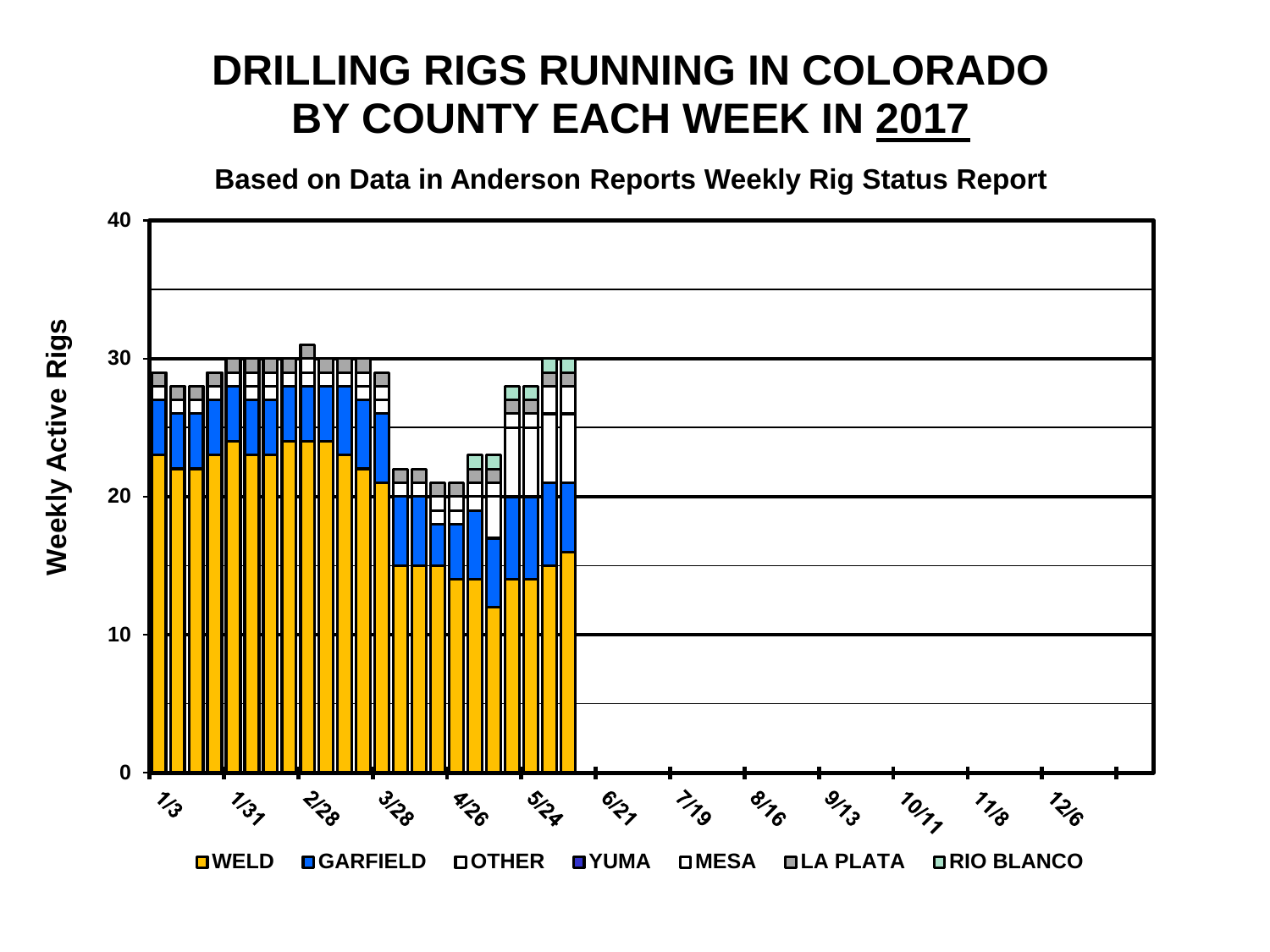# DRILLING RIGS RUNNING IN COLORADO BY COUNTY EACH WEEK IN 2017

**Based on Data in Anderson Reports Weekly Rig Status Report**

Weekly Active Rigs

40
30
20
10
0

1/3 1/31 2/28 3/28 4/26 5/24 6/21 7/19 8/16 9/13 10/11 11/8 12/6

WELD GARFIELD OTHER YUMA MESA LA PLATA RIO BLANCO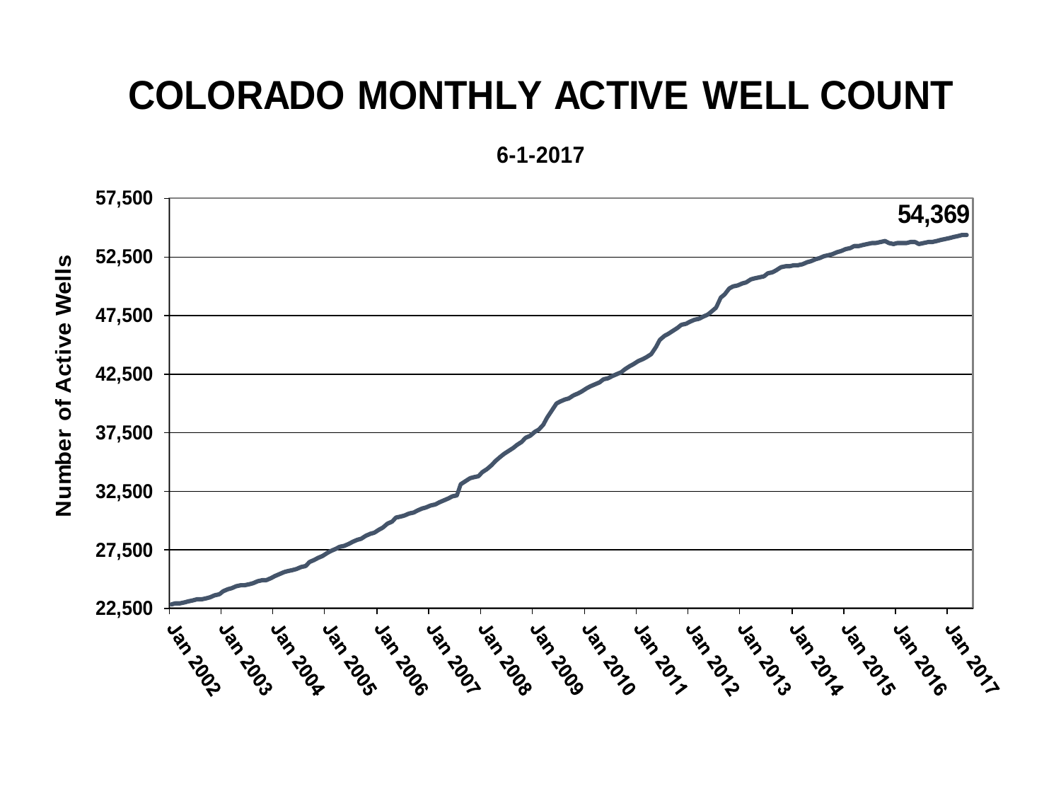# COLORADO MONTHLY ACTIVE WELL COUNT

**6-1-2017**

**54,369**

Number of Active Wells

57,500
52,500
47,500
42,500
37,500
32,500
27,500
22,500

Jan 2002 Jan 2003 Jan 2004 Jan 2005 Jan 2006 Jan 2007 Jan 2008 Jan 2009 Jan 2010 Jan 2011 Jan 2012 Jan 2013 Jan 2014 Jan 2015 Jan 2016 Jan 2017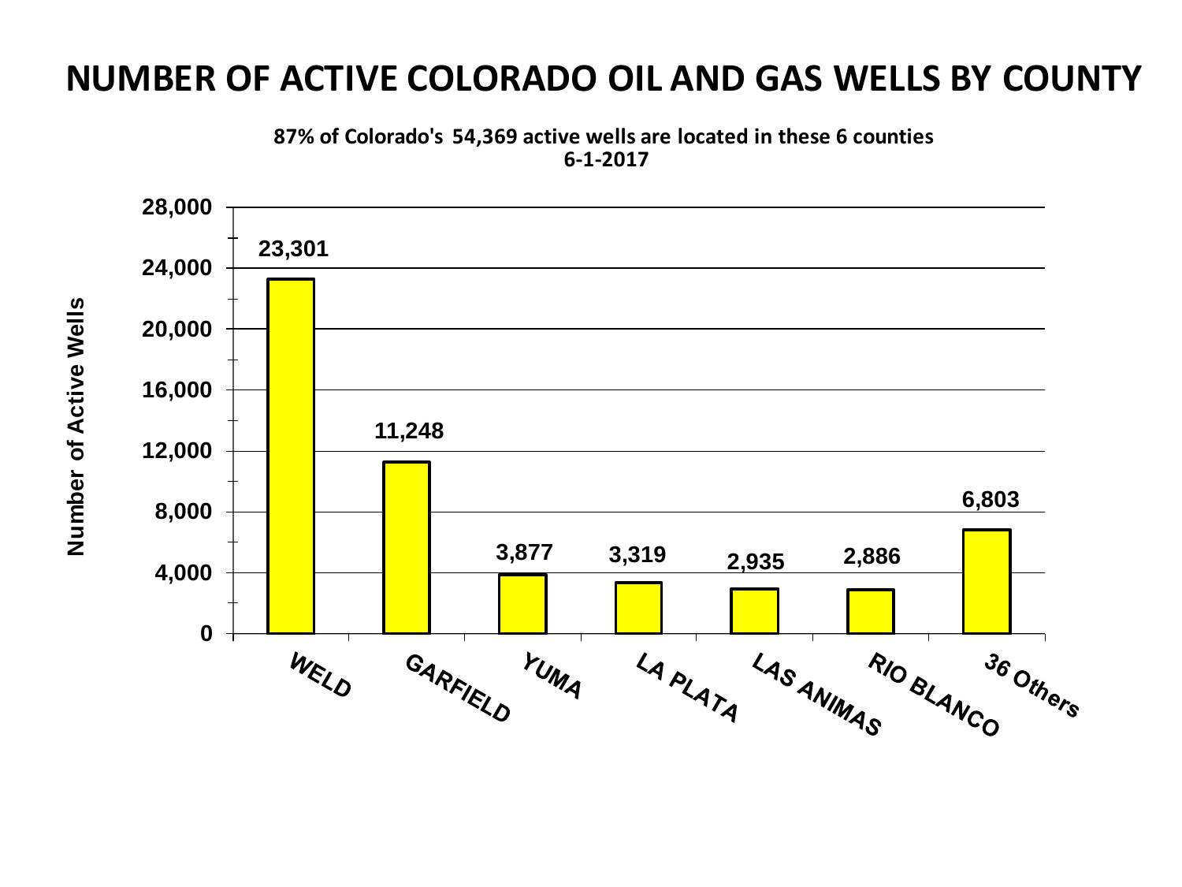# NUMBER OF ACTIVE COLORADO OIL AND GAS WELLS BY COUNTY

**87% of Colorado's 54,369 active wells are located in these 6 counties**
**6-1-2017**

| County | Number of Active Wells |
| --- | --- |
| WELD | 23,301 |
| GARFIELD | 11,248 |
| YUMA | 3,877 |
| LA PLATA | 3,319 |
| LAS ANIMAS | 2,935 |
| RIO BLANCO | 2,886 |
| 36 Others | 6,803 |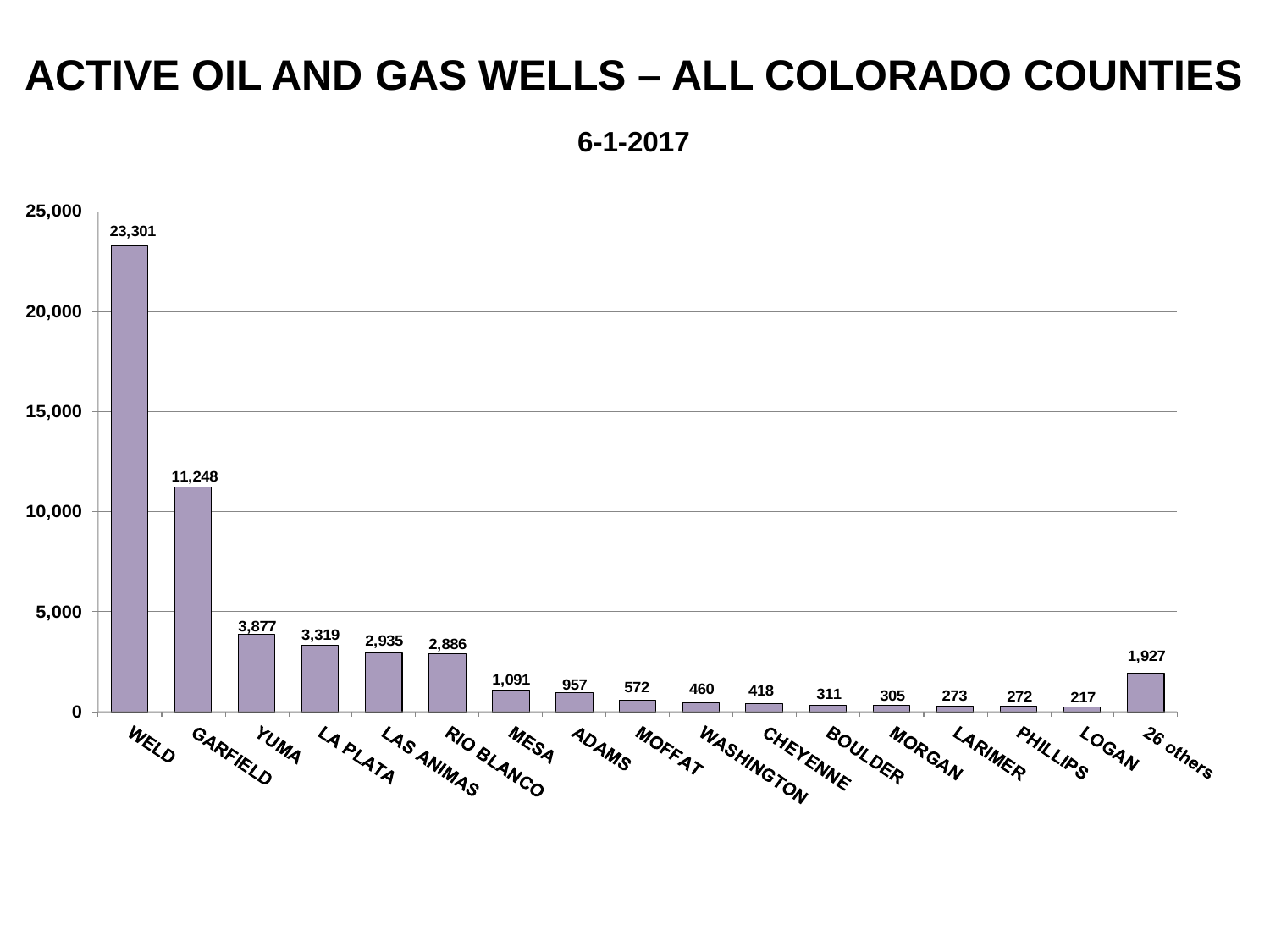# ACTIVE OIL AND GAS WELLS – ALL COLORADO COUNTIES

## 6-1-2017

| County | Active Wells |
|---|---|
| WELD | 23,301 |
| GARFIELD | 11,248 |
| YUMA | 3,877 |
| LA PLATA | 3,319 |
| LAS ANIMAS | 2,935 |
| RIO BLANCO | 2,886 |
| MESA | 1,091 |
| ADAMS | 957 |
| MOFFAT | 572 |
| WASHINGTON | 460 |
| CHEYENNE | 418 |
| BOULDER | 311 |
| MORGAN | 305 |
| LARIMER | 273 |
| PHILLIPS | 272 |
| LOGAN | 217 |
| 26 others | 1,927 |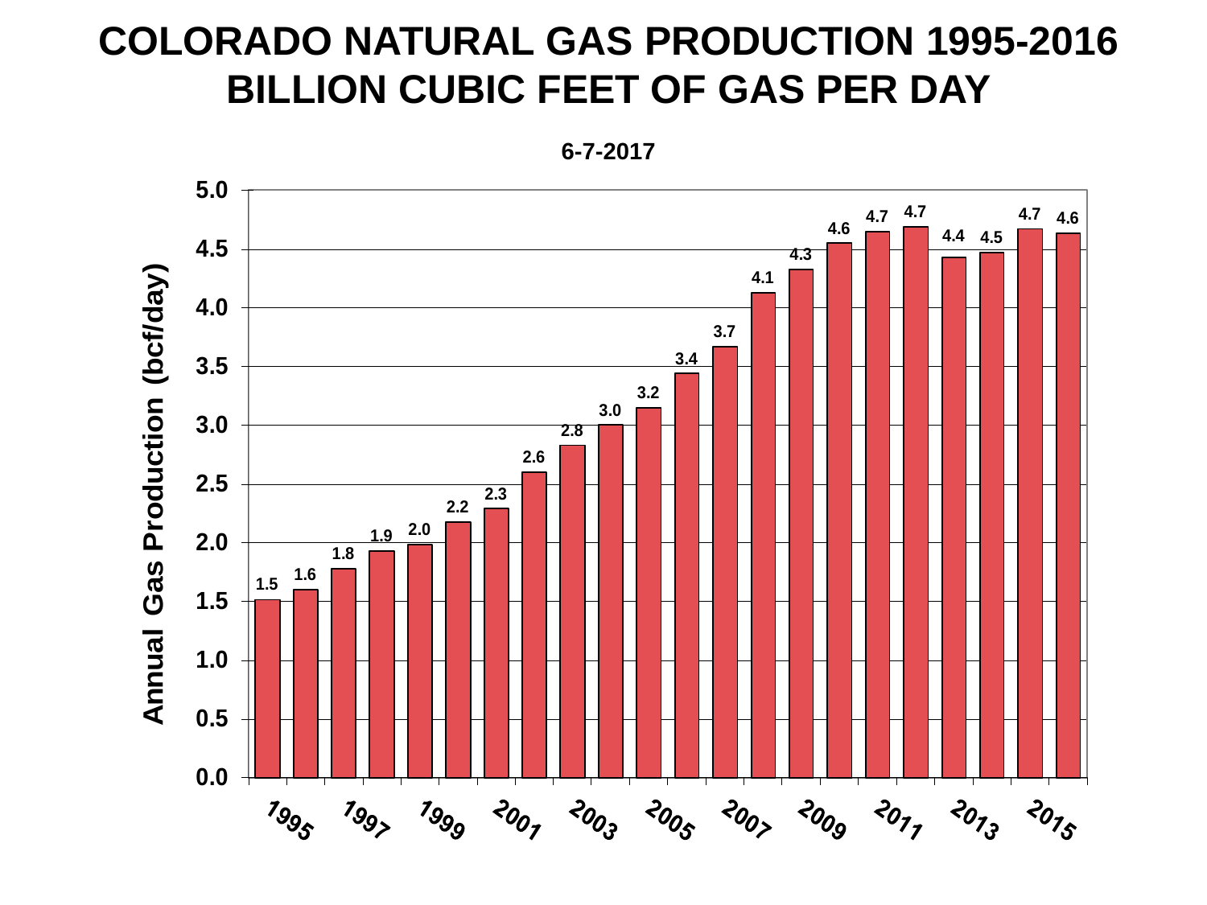# COLORADO NATURAL GAS PRODUCTION 1995-2016
# BILLION CUBIC FEET OF GAS PER DAY

6-7-2017

| Year | Annual Gas Production (bcf/day) |
|---|---|
| 1995 | 1.5 |
| 1996 | 1.6 |
| 1997 | 1.8 |
| 1998 | 1.9 |
| 1999 | 2.0 |
| 2000 | 2.2 |
| 2001 | 2.3 |
| 2002 | 2.6 |
| 2003 | 2.8 |
| 2004 | 3.0 |
| 2005 | 3.2 |
| 2006 | 3.4 |
| 2007 | 3.7 |
| 2008 | 4.1 |
| 2009 | 4.3 |
| 2010 | 4.6 |
| 2011 | 4.7 |
| 2012 | 4.7 |
| 2013 | 4.4 |
| 2014 | 4.5 |
| 2015 | 4.7 |
| 2016 | 4.6 |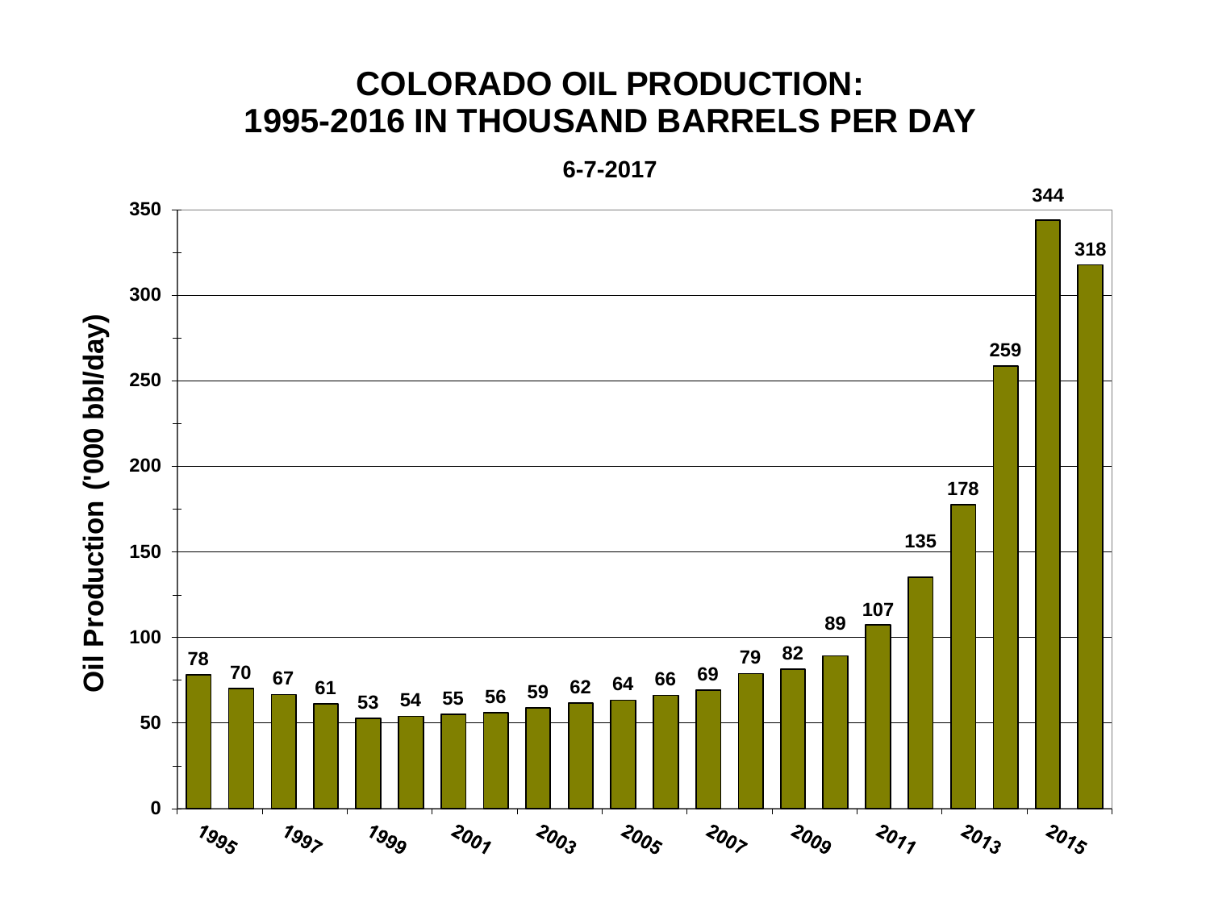# COLORADO OIL PRODUCTION: 1995-2016 IN THOUSAND BARRELS PER DAY

6-7-2017

| Year | Oil Production ('000 bbl/day) |
|---|---|
| 1995 | 78 |
| 1996 | 70 |
| 1997 | 67 |
| 1998 | 61 |
| 1999 | 53 |
| 2000 | 54 |
| 2001 | 55 |
| 2002 | 56 |
| 2003 | 59 |
| 2004 | 62 |
| 2005 | 64 |
| 2006 | 66 |
| 2007 | 69 |
| 2008 | 79 |
| 2009 | 82 |
| 2010 | 89 |
| 2011 | 107 |
| 2012 | 135 |
| 2013 | 178 |
| 2014 | 259 |
| 2015 | 344 |
| 2016 | 318 |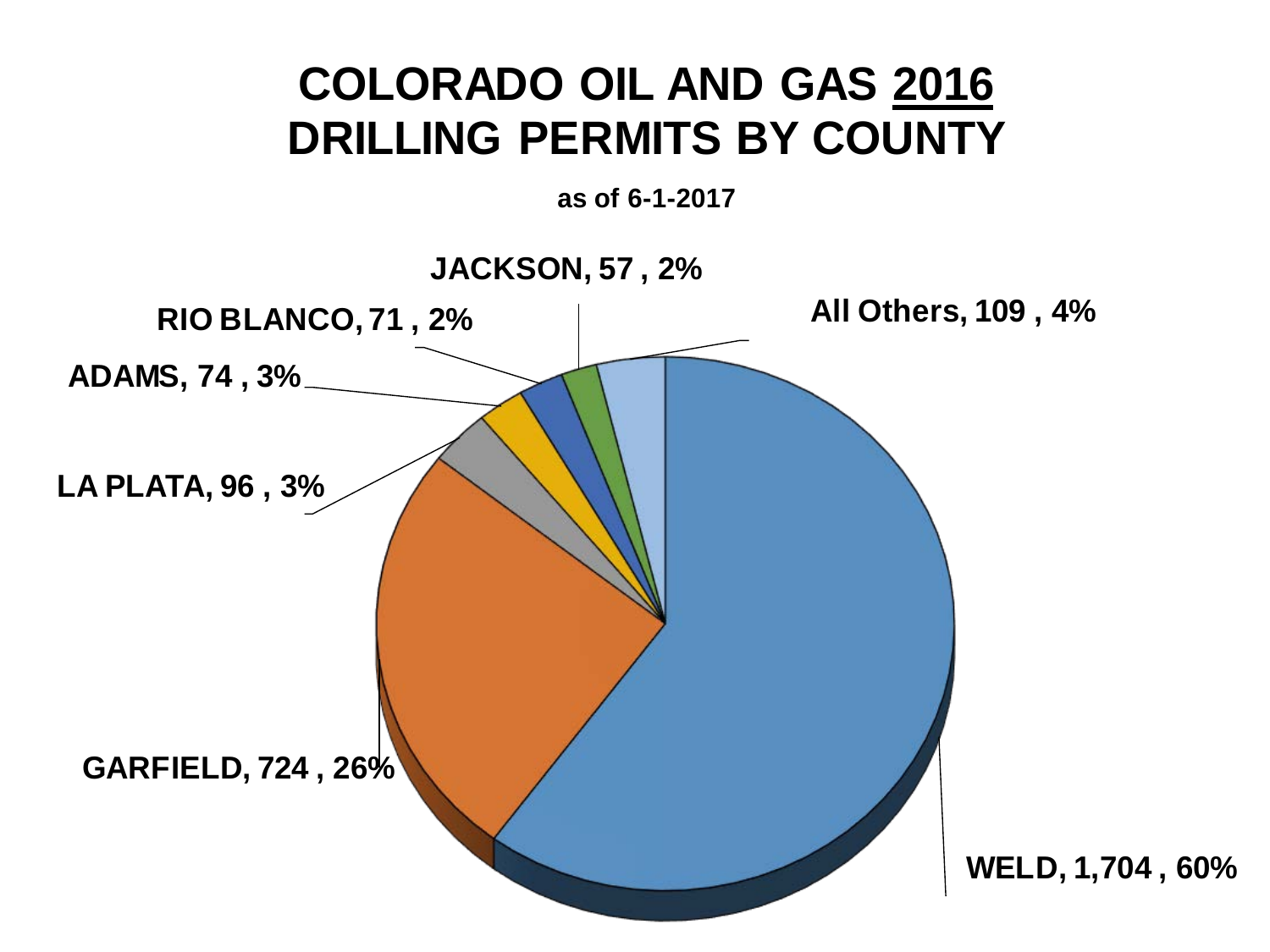# COLORADO OIL AND GAS 2016 DRILLING PERMITS BY COUNTY

**as of 6-1-2017**

| County | Permits | Percent |
|---|---|---|
| WELD | 1,704 | 60% |
| GARFIELD | 724 | 26% |
| LA PLATA | 96 | 3% |
| ADAMS | 74 | 3% |
| RIO BLANCO | 71 | 2% |
| JACKSON | 57 | 2% |
| All Others | 109 | 4% |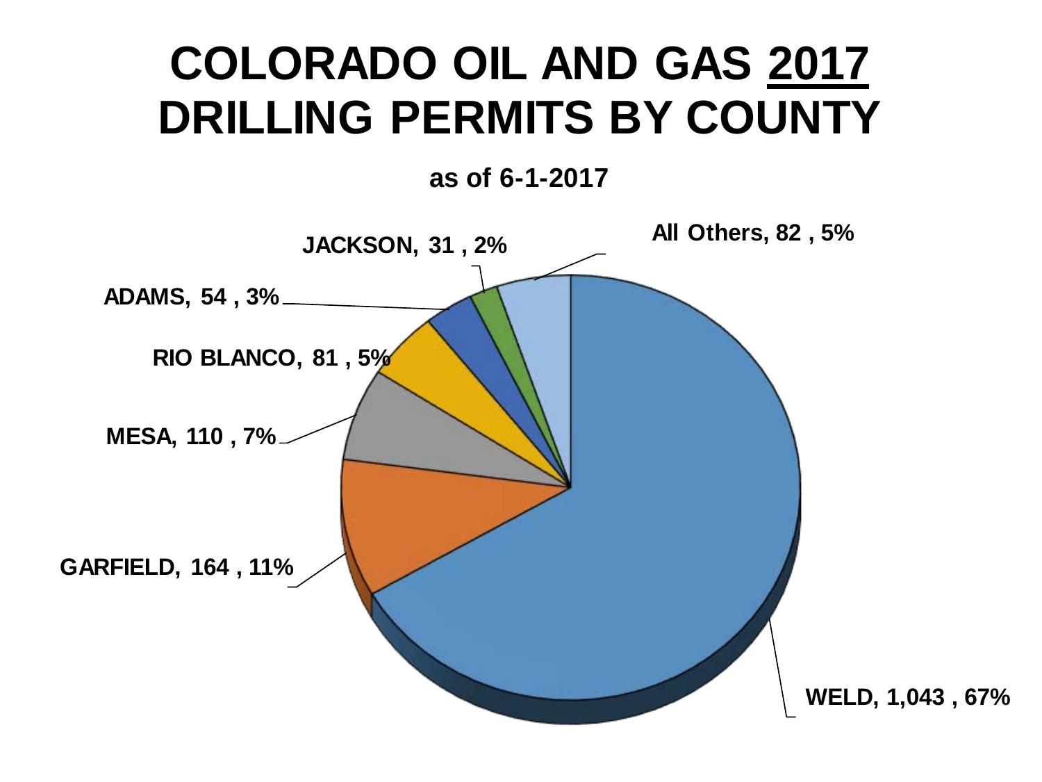# COLORADO OIL AND GAS 2017 DRILLING PERMITS BY COUNTY

**as of 6-1-2017**

JACKSON, 31 , 2%

All Others, 82 , 5%

ADAMS, 54 , 3%

RIO BLANCO, 81 , 5%

MESA, 110 , 7%

GARFIELD, 164 , 11%

WELD, 1,043 , 67%